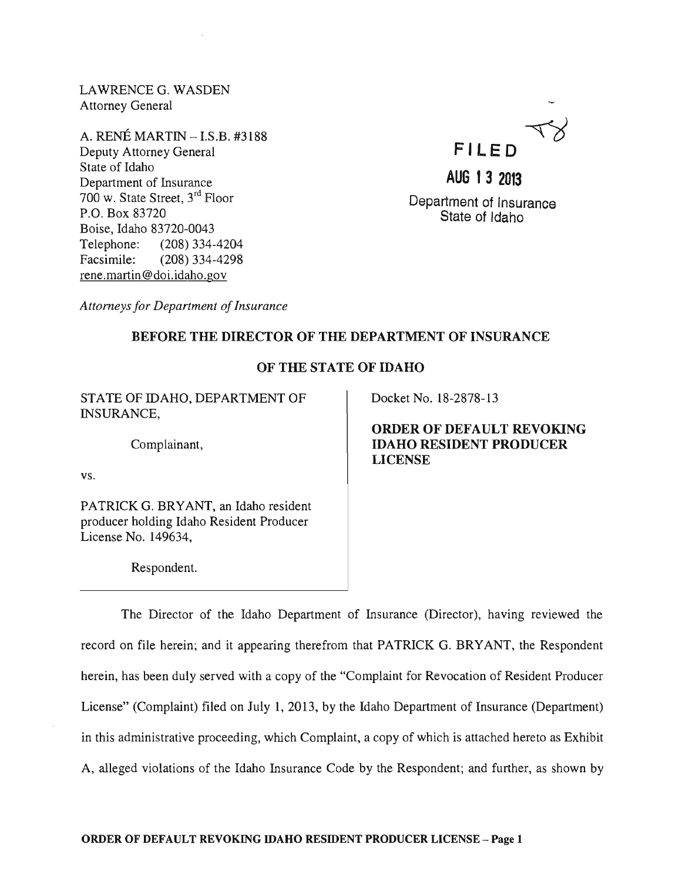LAWRENCE G. WASDEN
Attorney General

A. RENÉ MARTIN – I.S.B. #3188
Deputy Attorney General
State of Idaho
Department of Insurance
700 w. State Street, 3rd Floor
P.O. Box 83720
Boise, Idaho 83720-0043
Telephone: (208) 334-4204
Facsimile: (208) 334-4298
rene.martin@doi.idaho.gov

*Attorneys for Department of Insurance*

**FILED**

**AUG 13 2013**

Department of Insurance
State of Idaho

**BEFORE THE DIRECTOR OF THE DEPARTMENT OF INSURANCE**

**OF THE STATE OF IDAHO**

STATE OF IDAHO, DEPARTMENT OF INSURANCE,

Complainant,

vs.

PATRICK G. BRYANT, an Idaho resident producer holding Idaho Resident Producer License No. 149634,

Respondent.

Docket No. 18-2878-13

**ORDER OF DEFAULT REVOKING IDAHO RESIDENT PRODUCER LICENSE**

The Director of the Idaho Department of Insurance (Director), having reviewed the record on file herein; and it appearing therefrom that PATRICK G. BRYANT, the Respondent herein, has been duly served with a copy of the "Complaint for Revocation of Resident Producer License" (Complaint) filed on July 1, 2013, by the Idaho Department of Insurance (Department) in this administrative proceeding, which Complaint, a copy of which is attached hereto as Exhibit A, alleged violations of the Idaho Insurance Code by the Respondent; and further, as shown by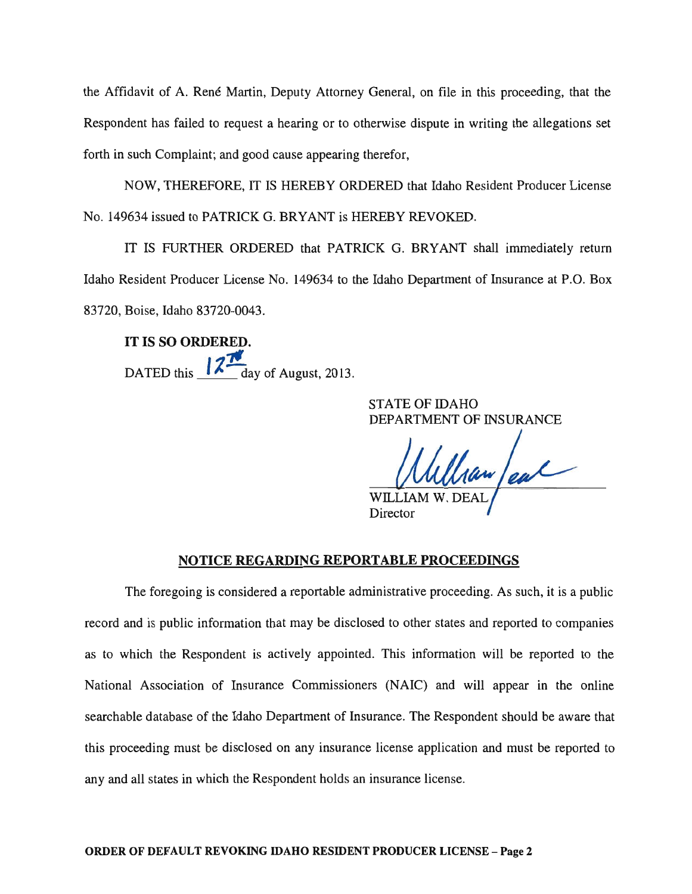the Affidavit of A. René Martin, Deputy Attorney General, on file in this proceeding, that the Respondent has failed to request a hearing or to otherwise dispute in writing the allegations set forth in such Complaint; and good cause appearing therefor,

NOW, THEREFORE, IT IS HEREBY ORDERED that Idaho Resident Producer License No. 149634 issued to PATRICK G. BRYANT is HEREBY REVOKED.

IT IS FURTHER ORDERED that PATRICK G. BRYANT shall immediately return Idaho Resident Producer License No. 149634 to the Idaho Department of Insurance at P.O. Box 83720, Boise, Idaho 83720-0043.

**IT IS SO ORDERED.**

DATED this 12th day of August, 2013.

STATE OF IDAHO
DEPARTMENT OF INSURANCE

WILLIAM W. DEAL
Director

## NOTICE REGARDING REPORTABLE PROCEEDINGS

The foregoing is considered a reportable administrative proceeding. As such, it is a public record and is public information that may be disclosed to other states and reported to companies as to which the Respondent is actively appointed. This information will be reported to the National Association of Insurance Commissioners (NAIC) and will appear in the online searchable database of the Idaho Department of Insurance. The Respondent should be aware that this proceeding must be disclosed on any insurance license application and must be reported to any and all states in which the Respondent holds an insurance license.

**ORDER OF DEFAULT REVOKING IDAHO RESIDENT PRODUCER LICENSE – Page 2**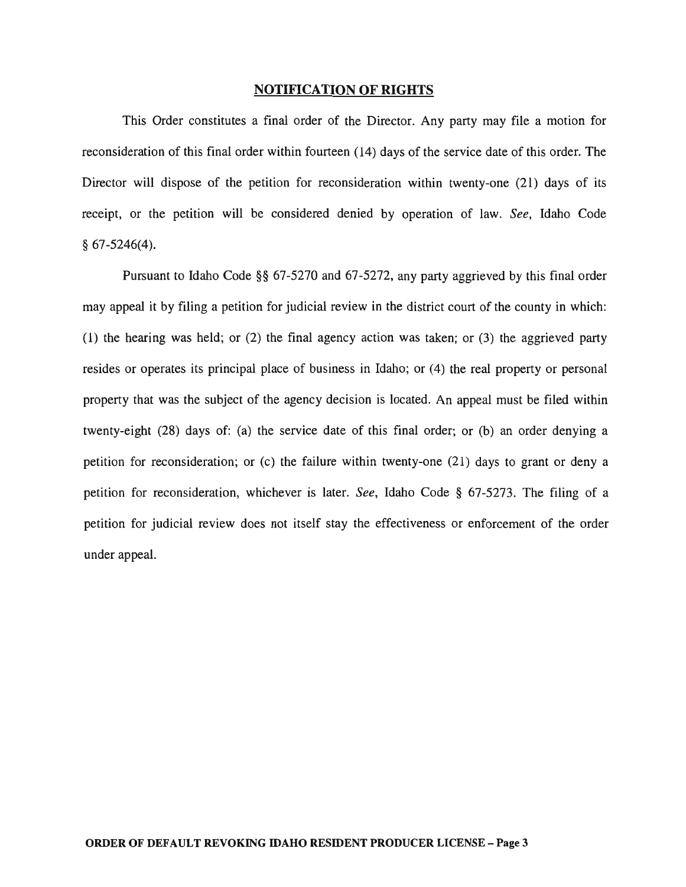## NOTIFICATION OF RIGHTS

This Order constitutes a final order of the Director. Any party may file a motion for reconsideration of this final order within fourteen (14) days of the service date of this order. The Director will dispose of the petition for reconsideration within twenty-one (21) days of its receipt, or the petition will be considered denied by operation of law. *See*, Idaho Code § 67-5246(4).

Pursuant to Idaho Code §§ 67-5270 and 67-5272, any party aggrieved by this final order may appeal it by filing a petition for judicial review in the district court of the county in which: (1) the hearing was held; or (2) the final agency action was taken; or (3) the aggrieved party resides or operates its principal place of business in Idaho; or (4) the real property or personal property that was the subject of the agency decision is located. An appeal must be filed within twenty-eight (28) days of: (a) the service date of this final order; or (b) an order denying a petition for reconsideration; or (c) the failure within twenty-one (21) days to grant or deny a petition for reconsideration, whichever is later. *See*, Idaho Code § 67-5273. The filing of a petition for judicial review does not itself stay the effectiveness or enforcement of the order under appeal.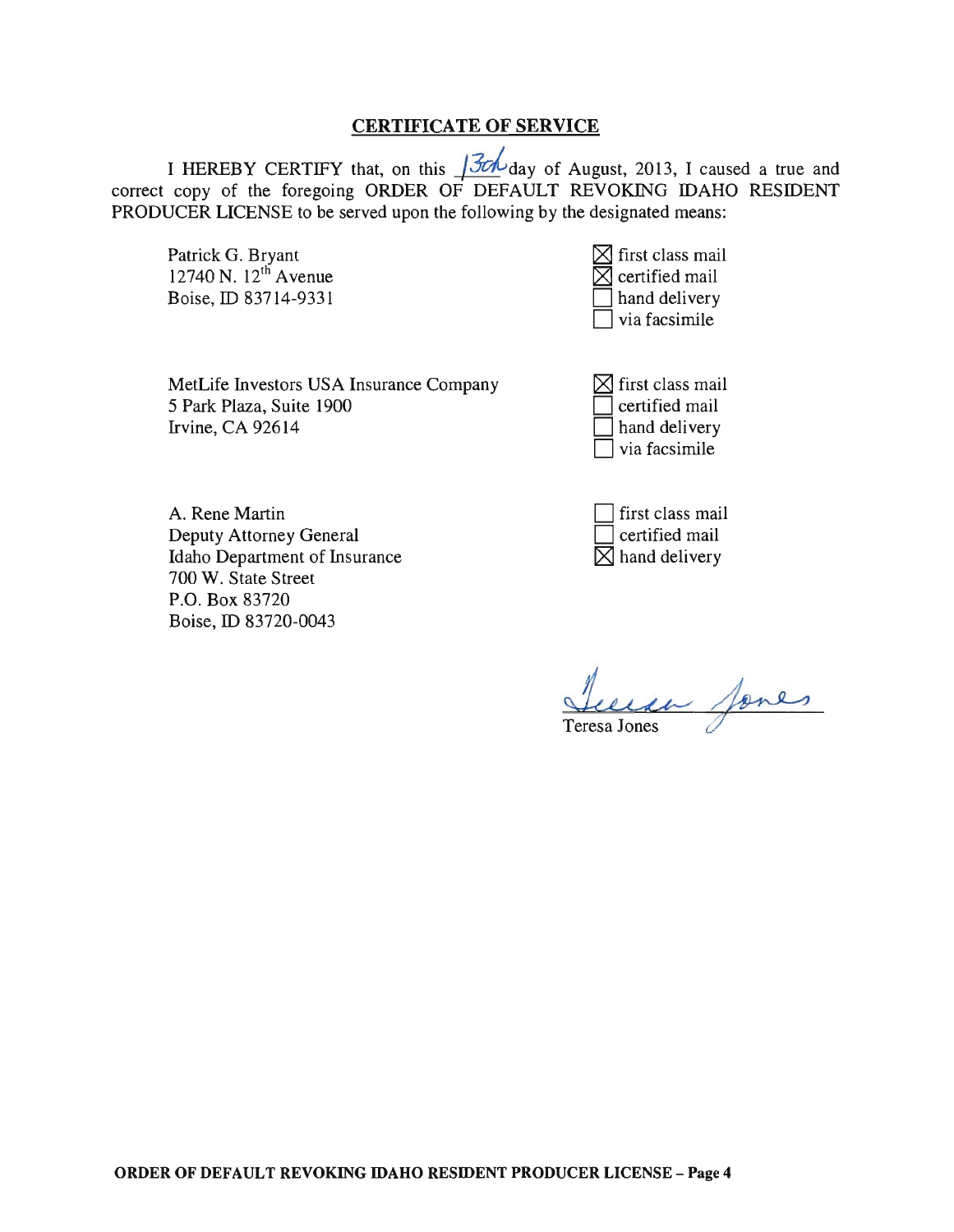## CERTIFICATE OF SERVICE

I HEREBY CERTIFY that, on this 13th day of August, 2013, I caused a true and correct copy of the foregoing ORDER OF DEFAULT REVOKING IDAHO RESIDENT PRODUCER LICENSE to be served upon the following by the designated means:

| Recipient | Means of Service |
| --- | --- |
| Patrick G. Bryant<br>12740 N. 12th Avenue<br>Boise, ID 83714-9331 | ☒ first class mail<br>☒ certified mail<br>☐ hand delivery<br>☐ via facsimile |
| MetLife Investors USA Insurance Company<br>5 Park Plaza, Suite 1900<br>Irvine, CA 92614 | ☒ first class mail<br>☐ certified mail<br>☐ hand delivery<br>☐ via facsimile |
| A. Rene Martin<br>Deputy Attorney General<br>Idaho Department of Insurance<br>700 W. State Street<br>P.O. Box 83720<br>Boise, ID 83720-0043 | ☐ first class mail<br>☐ certified mail<br>☒ hand delivery |

Teresa Jones (signature)

Teresa Jones

**ORDER OF DEFAULT REVOKING IDAHO RESIDENT PRODUCER LICENSE – Page 4**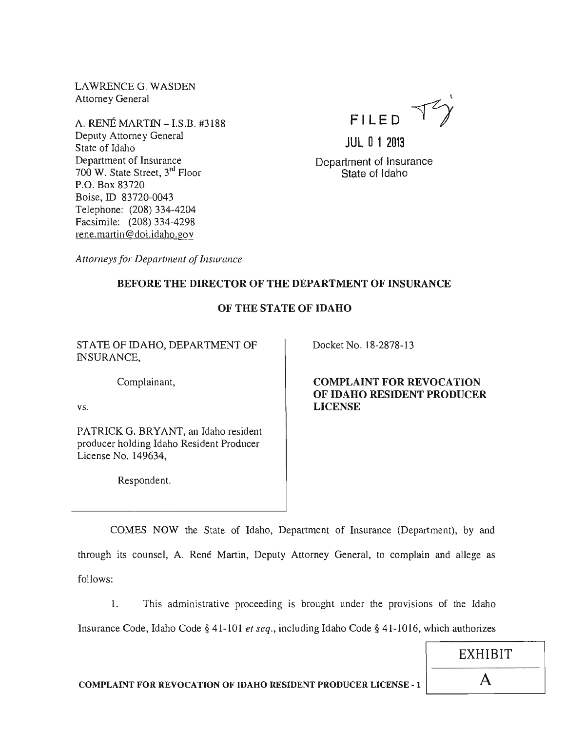LAWRENCE G. WASDEN
Attorney General

A. RENÉ MARTIN – I.S.B. #3188
Deputy Attorney General
State of Idaho
Department of Insurance
700 W. State Street, 3rd Floor
P.O. Box 83720
Boise, ID 83720-0043
Telephone: (208) 334-4204
Facsimile: (208) 334-4298
rene.martin@doi.idaho.gov

*Attorneys for Department of Insurance*

FILED

JUL 0 1 2013

Department of Insurance
State of Idaho

**BEFORE THE DIRECTOR OF THE DEPARTMENT OF INSURANCE**

**OF THE STATE OF IDAHO**

STATE OF IDAHO, DEPARTMENT OF INSURANCE,

Complainant,

vs.

PATRICK G. BRYANT, an Idaho resident producer holding Idaho Resident Producer License No. 149634,

Respondent.

Docket No. 18-2878-13

**COMPLAINT FOR REVOCATION OF IDAHO RESIDENT PRODUCER LICENSE**

COMES NOW the State of Idaho, Department of Insurance (Department), by and through its counsel, A. René Martin, Deputy Attorney General, to complain and allege as follows:

1. This administrative proceeding is brought under the provisions of the Idaho Insurance Code, Idaho Code § 41-101 *et seq.*, including Idaho Code § 41-1016, which authorizes

EXHIBIT A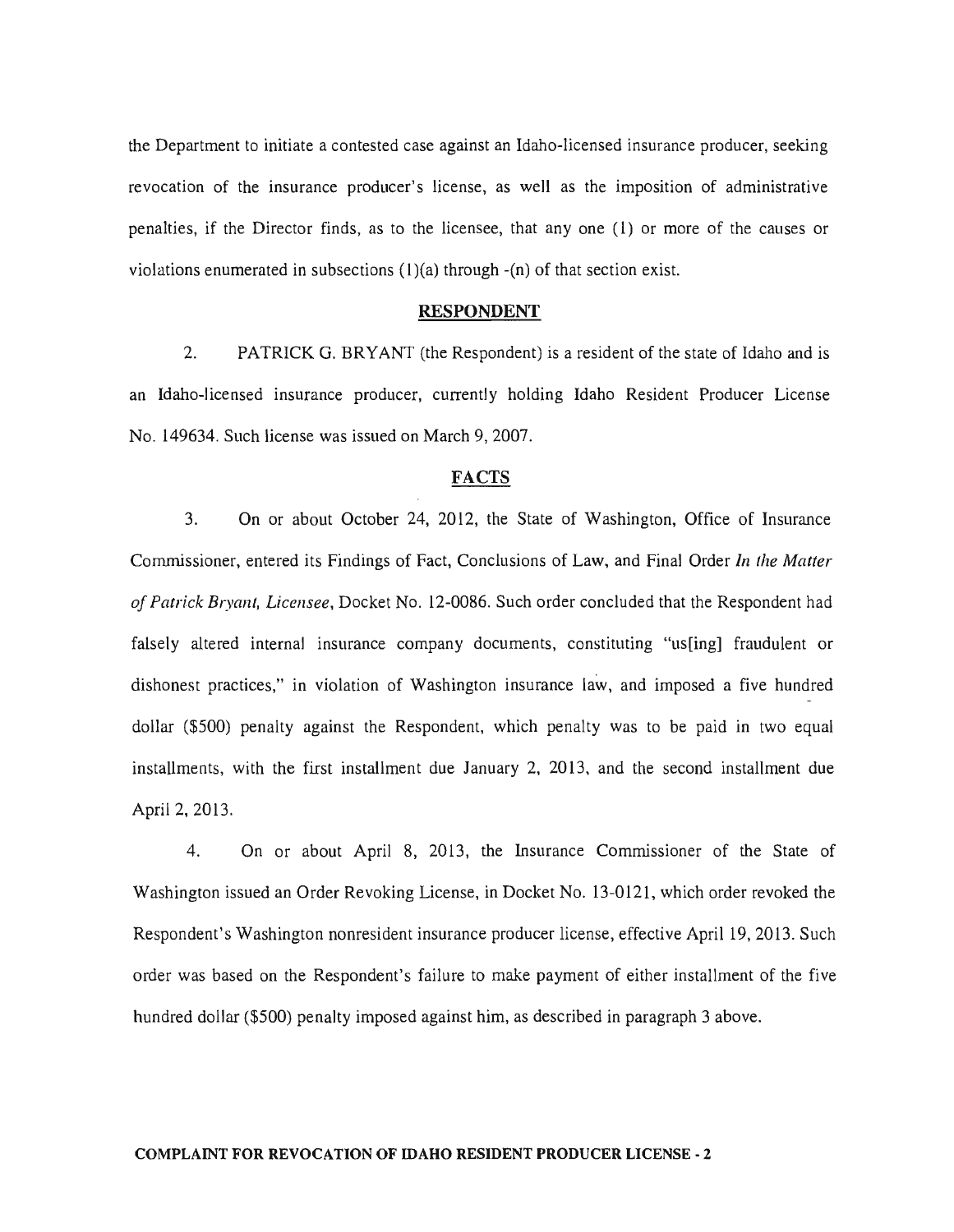the Department to initiate a contested case against an Idaho-licensed insurance producer, seeking revocation of the insurance producer's license, as well as the imposition of administrative penalties, if the Director finds, as to the licensee, that any one (1) or more of the causes or violations enumerated in subsections (1)(a) through -(n) of that section exist.

## RESPONDENT

2. PATRICK G. BRYANT (the Respondent) is a resident of the state of Idaho and is an Idaho-licensed insurance producer, currently holding Idaho Resident Producer License No. 149634. Such license was issued on March 9, 2007.

## FACTS

3. On or about October 24, 2012, the State of Washington, Office of Insurance Commissioner, entered its Findings of Fact, Conclusions of Law, and Final Order *In the Matter of Patrick Bryant, Licensee*, Docket No. 12-0086. Such order concluded that the Respondent had falsely altered internal insurance company documents, constituting "us[ing] fraudulent or dishonest practices," in violation of Washington insurance law, and imposed a five hundred dollar ($500) penalty against the Respondent, which penalty was to be paid in two equal installments, with the first installment due January 2, 2013, and the second installment due April 2, 2013.

4. On or about April 8, 2013, the Insurance Commissioner of the State of Washington issued an Order Revoking License, in Docket No. 13-0121, which order revoked the Respondent's Washington nonresident insurance producer license, effective April 19, 2013. Such order was based on the Respondent's failure to make payment of either installment of the five hundred dollar ($500) penalty imposed against him, as described in paragraph 3 above.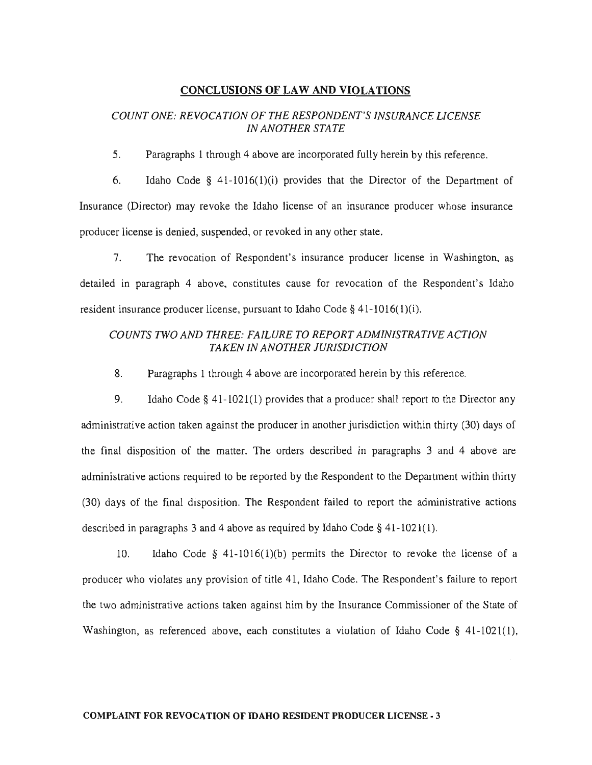## CONCLUSIONS OF LAW AND VIOLATIONS

### *COUNT ONE: REVOCATION OF THE RESPONDENT'S INSURANCE LICENSE IN ANOTHER STATE*

5. Paragraphs 1 through 4 above are incorporated fully herein by this reference.

6. Idaho Code § 41-1016(1)(i) provides that the Director of the Department of Insurance (Director) may revoke the Idaho license of an insurance producer whose insurance producer license is denied, suspended, or revoked in any other state.

7. The revocation of Respondent's insurance producer license in Washington, as detailed in paragraph 4 above, constitutes cause for revocation of the Respondent's Idaho resident insurance producer license, pursuant to Idaho Code § 41-1016(1)(i).

### *COUNTS TWO AND THREE: FAILURE TO REPORT ADMINISTRATIVE ACTION TAKEN IN ANOTHER JURISDICTION*

8. Paragraphs 1 through 4 above are incorporated herein by this reference.

9. Idaho Code § 41-1021(1) provides that a producer shall report to the Director any administrative action taken against the producer in another jurisdiction within thirty (30) days of the final disposition of the matter. The orders described in paragraphs 3 and 4 above are administrative actions required to be reported by the Respondent to the Department within thirty (30) days of the final disposition. The Respondent failed to report the administrative actions described in paragraphs 3 and 4 above as required by Idaho Code § 41-1021(1).

10. Idaho Code § 41-1016(1)(b) permits the Director to revoke the license of a producer who violates any provision of title 41, Idaho Code. The Respondent's failure to report the two administrative actions taken against him by the Insurance Commissioner of the State of Washington, as referenced above, each constitutes a violation of Idaho Code § 41-1021(1),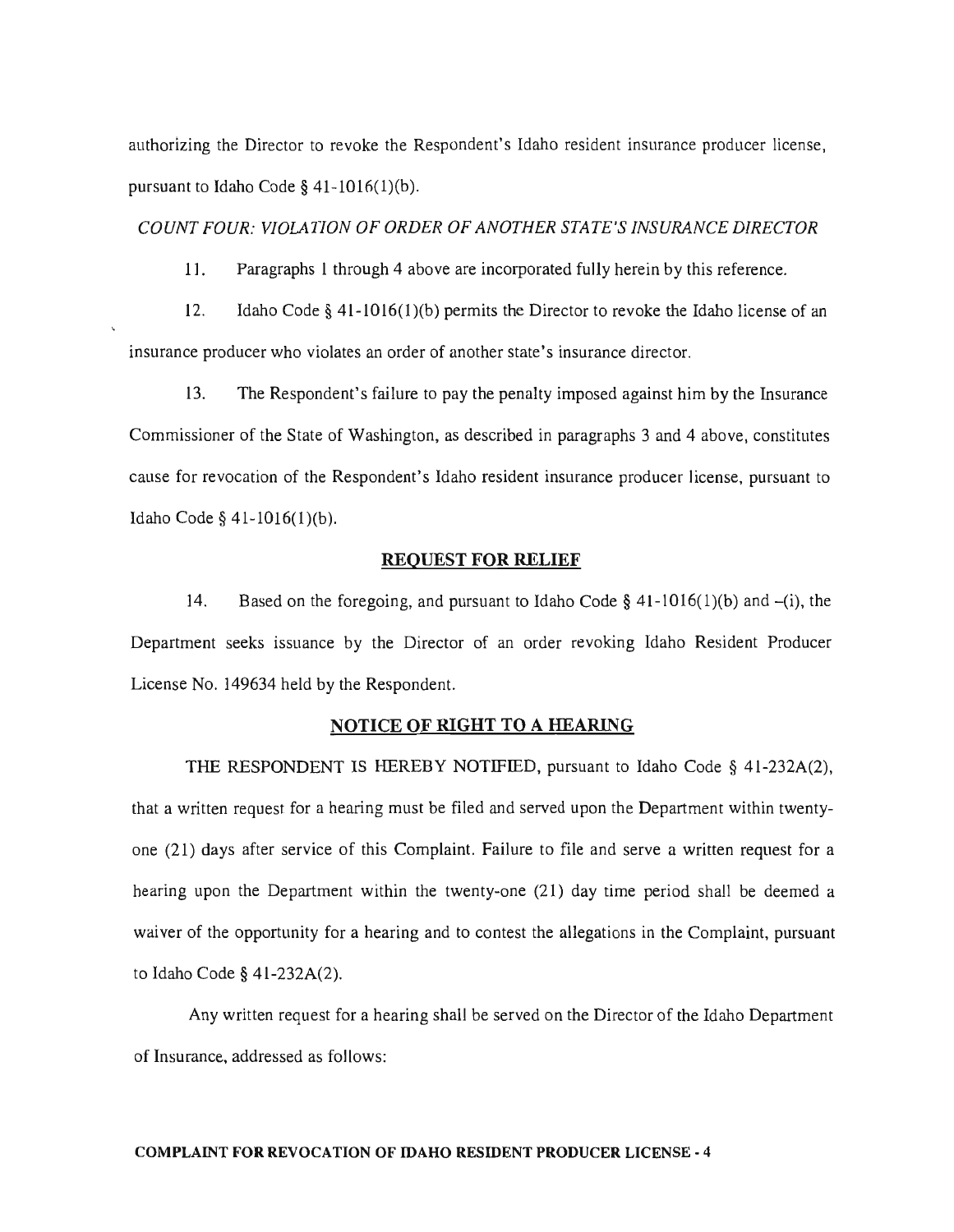authorizing the Director to revoke the Respondent's Idaho resident insurance producer license, pursuant to Idaho Code § 41-1016(1)(b).

*COUNT FOUR: VIOLATION OF ORDER OF ANOTHER STATE'S INSURANCE DIRECTOR*

11. Paragraphs 1 through 4 above are incorporated fully herein by this reference.

12. Idaho Code § 41-1016(1)(b) permits the Director to revoke the Idaho license of an insurance producer who violates an order of another state's insurance director.

13. The Respondent's failure to pay the penalty imposed against him by the Insurance Commissioner of the State of Washington, as described in paragraphs 3 and 4 above, constitutes cause for revocation of the Respondent's Idaho resident insurance producer license, pursuant to Idaho Code § 41-1016(1)(b).

## REQUEST FOR RELIEF

14. Based on the foregoing, and pursuant to Idaho Code § 41-1016(1)(b) and –(i), the Department seeks issuance by the Director of an order revoking Idaho Resident Producer License No. 149634 held by the Respondent.

## NOTICE OF RIGHT TO A HEARING

THE RESPONDENT IS HEREBY NOTIFIED, pursuant to Idaho Code § 41-232A(2), that a written request for a hearing must be filed and served upon the Department within twenty-one (21) days after service of this Complaint. Failure to file and serve a written request for a hearing upon the Department within the twenty-one (21) day time period shall be deemed a waiver of the opportunity for a hearing and to contest the allegations in the Complaint, pursuant to Idaho Code § 41-232A(2).

Any written request for a hearing shall be served on the Director of the Idaho Department of Insurance, addressed as follows: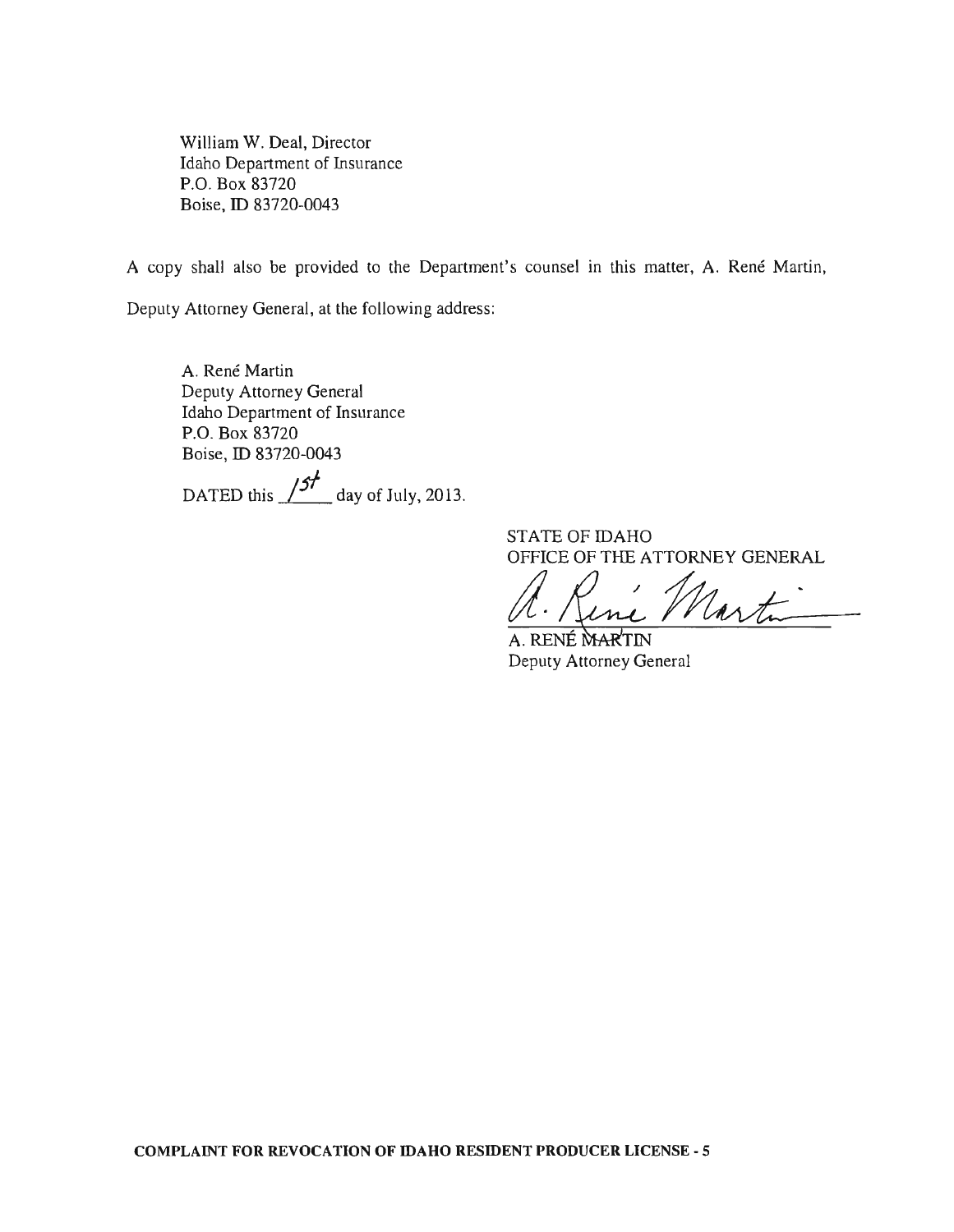William W. Deal, Director
Idaho Department of Insurance
P.O. Box 83720
Boise, ID 83720-0043

A copy shall also be provided to the Department's counsel in this matter, A. René Martin, Deputy Attorney General, at the following address:

A. René Martin
Deputy Attorney General
Idaho Department of Insurance
P.O. Box 83720
Boise, ID 83720-0043

DATED this 1st day of July, 2013.

STATE OF IDAHO
OFFICE OF THE ATTORNEY GENERAL

A. René Martin

A. RENÉ MARTIN
Deputy Attorney General

**COMPLAINT FOR REVOCATION OF IDAHO RESIDENT PRODUCER LICENSE - 5**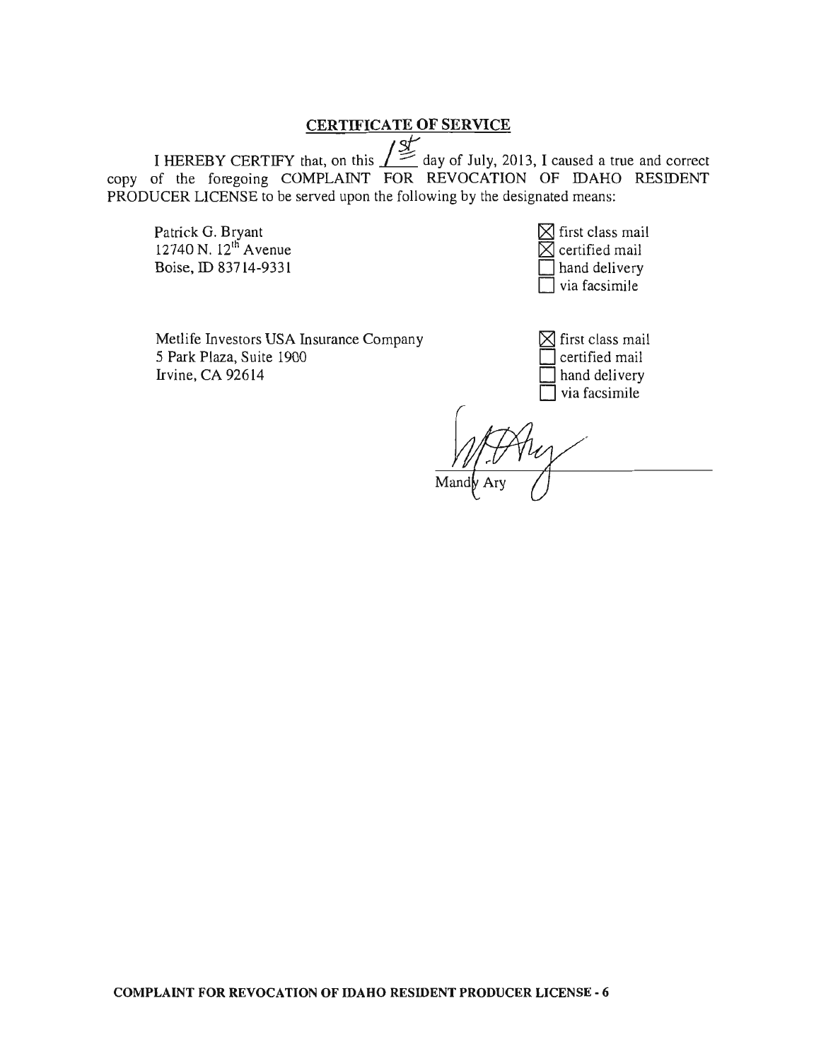## CERTIFICATE OF SERVICE

I HEREBY CERTIFY that, on this 1st day of July, 2013, I caused a true and correct copy of the foregoing COMPLAINT FOR REVOCATION OF IDAHO RESIDENT PRODUCER LICENSE to be served upon the following by the designated means:

Patrick G. Bryant
12740 N. 12th Avenue
Boise, ID 83714-9331

☒ first class mail
☒ certified mail
☐ hand delivery
☐ via facsimile

Metlife Investors USA Insurance Company
5 Park Plaza, Suite 1900
Irvine, CA 92614

☒ first class mail
☐ certified mail
☐ hand delivery
☐ via facsimile

Mandy Ary